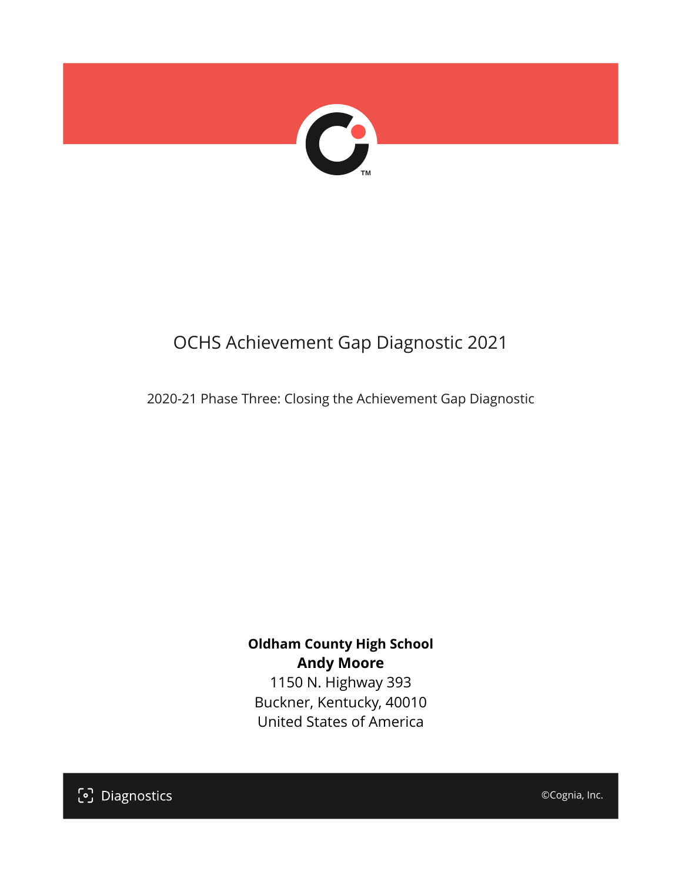# OCHS Achievement Gap Diagnostic 2021

2020-21 Phase Three: Closing the Achievement Gap Diagnostic

**Oldham County High School**
**Andy Moore**
1150 N. Highway 393
Buckner, Kentucky, 40010
United States of America

Diagnostics

©Cognia, Inc.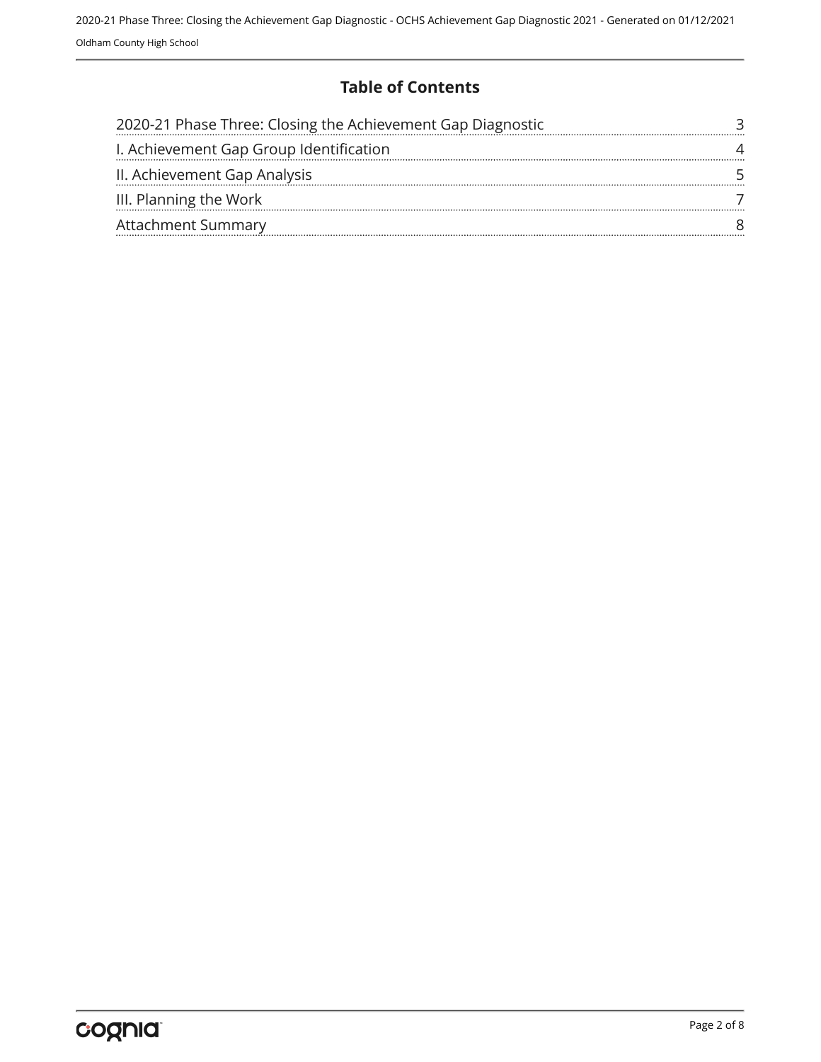# Table of Contents

| | |
|---|---|
| 2020-21 Phase Three: Closing the Achievement Gap Diagnostic | 3 |
| I. Achievement Gap Group Identification | 4 |
| II. Achievement Gap Analysis | 5 |
| III. Planning the Work | 7 |
| Attachment Summary | 8 |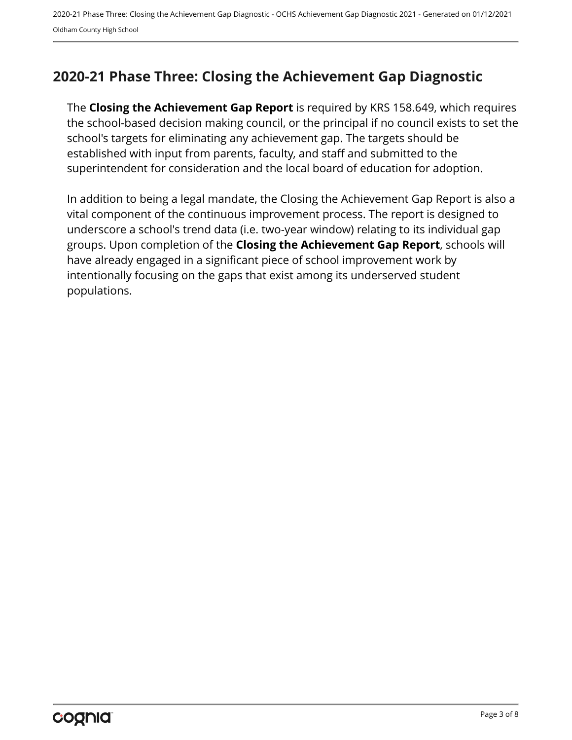## 2020-21 Phase Three: Closing the Achievement Gap Diagnostic

The **Closing the Achievement Gap Report** is required by KRS 158.649, which requires the school-based decision making council, or the principal if no council exists to set the school's targets for eliminating any achievement gap. The targets should be established with input from parents, faculty, and staff and submitted to the superintendent for consideration and the local board of education for adoption.

In addition to being a legal mandate, the Closing the Achievement Gap Report is also a vital component of the continuous improvement process. The report is designed to underscore a school's trend data (i.e. two-year window) relating to its individual gap groups. Upon completion of the **Closing the Achievement Gap Report**, schools will have already engaged in a significant piece of school improvement work by intentionally focusing on the gaps that exist among its underserved student populations.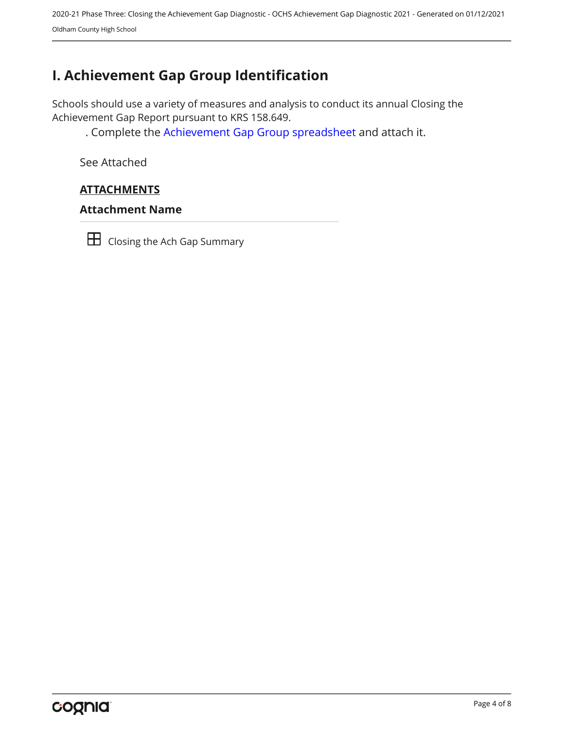# I. Achievement Gap Group Identification

Schools should use a variety of measures and analysis to conduct its annual Closing the Achievement Gap Report pursuant to KRS 158.649.

. Complete the Achievement Gap Group spreadsheet and attach it.

See Attached

**ATTACHMENTS**

### Attachment Name

Closing the Ach Gap Summary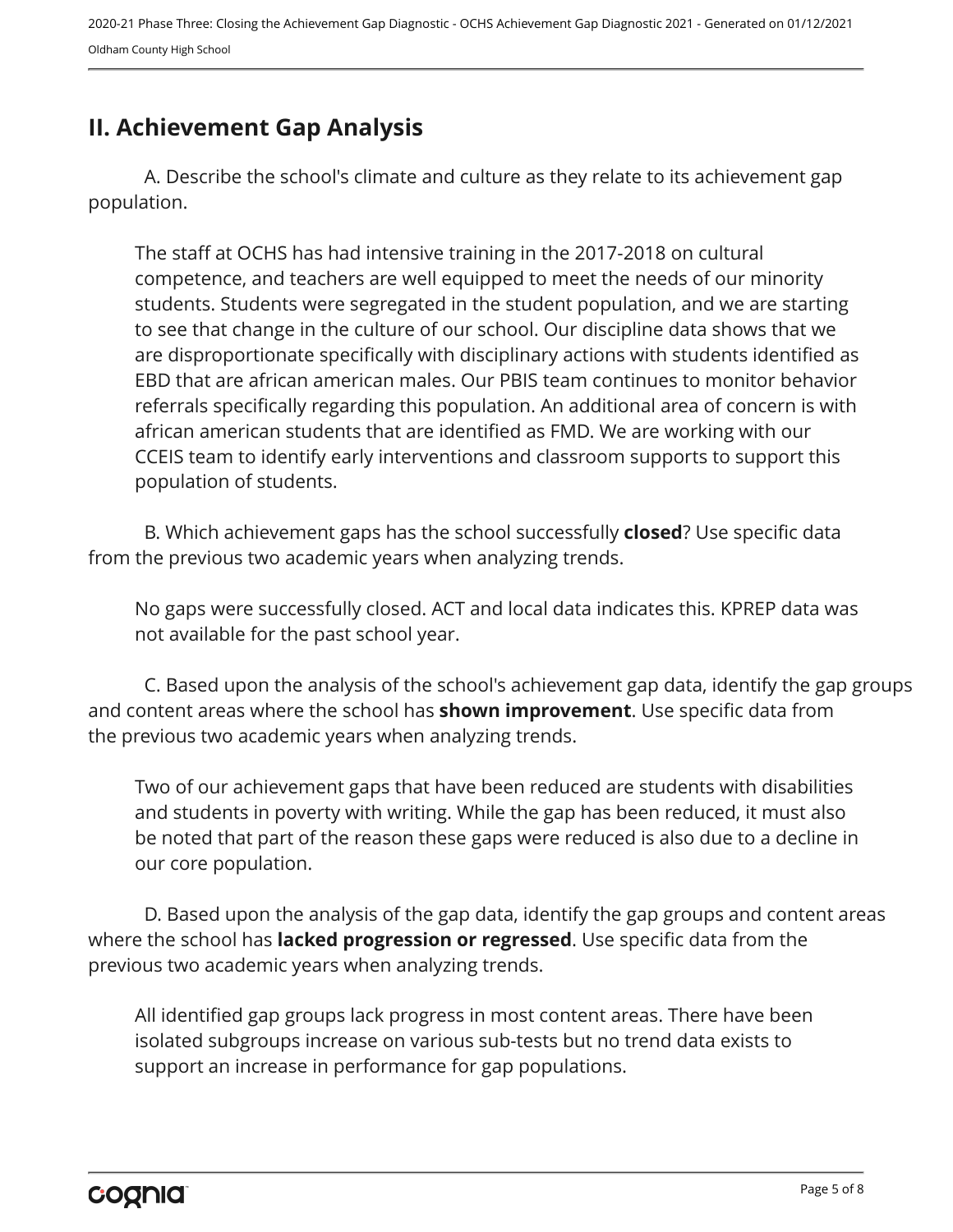## II. Achievement Gap Analysis

A. Describe the school's climate and culture as they relate to its achievement gap population.

The staff at OCHS has had intensive training in the 2017-2018 on cultural competence, and teachers are well equipped to meet the needs of our minority students. Students were segregated in the student population, and we are starting to see that change in the culture of our school. Our discipline data shows that we are disproportionate specifically with disciplinary actions with students identified as EBD that are african american males. Our PBIS team continues to monitor behavior referrals specifically regarding this population. An additional area of concern is with african american students that are identified as FMD. We are working with our CCEIS team to identify early interventions and classroom supports to support this population of students.

B. Which achievement gaps has the school successfully **closed**? Use specific data from the previous two academic years when analyzing trends.

No gaps were successfully closed. ACT and local data indicates this. KPREP data was not available for the past school year.

C. Based upon the analysis of the school's achievement gap data, identify the gap groups and content areas where the school has **shown improvement**. Use specific data from the previous two academic years when analyzing trends.

Two of our achievement gaps that have been reduced are students with disabilities and students in poverty with writing. While the gap has been reduced, it must also be noted that part of the reason these gaps were reduced is also due to a decline in our core population.

D. Based upon the analysis of the gap data, identify the gap groups and content areas where the school has **lacked progression or regressed**. Use specific data from the previous two academic years when analyzing trends.

All identified gap groups lack progress in most content areas. There have been isolated subgroups increase on various sub-tests but no trend data exists to support an increase in performance for gap populations.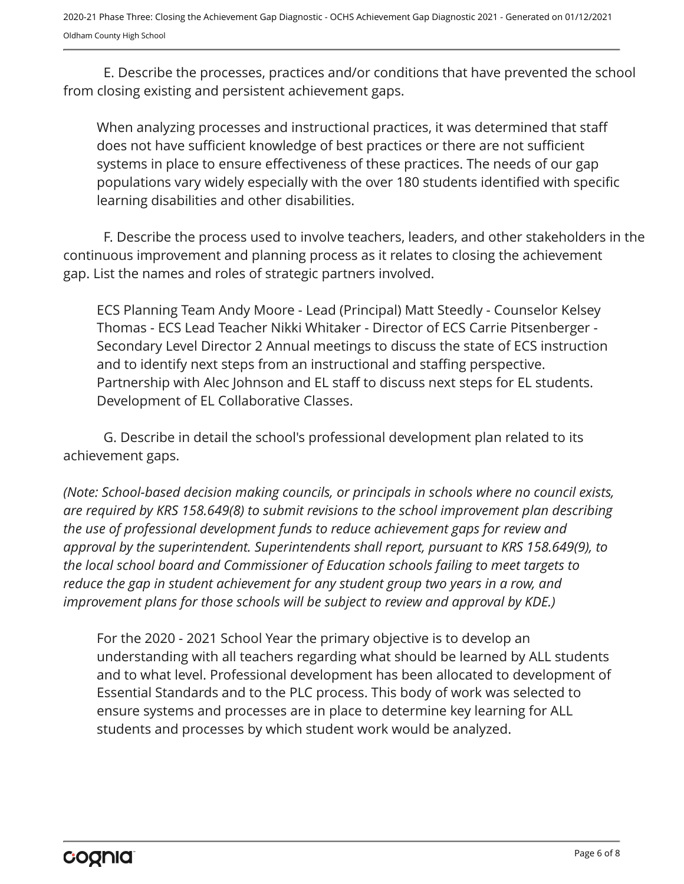E. Describe the processes, practices and/or conditions that have prevented the school from closing existing and persistent achievement gaps.

When analyzing processes and instructional practices, it was determined that staff does not have sufficient knowledge of best practices or there are not sufficient systems in place to ensure effectiveness of these practices. The needs of our gap populations vary widely especially with the over 180 students identified with specific learning disabilities and other disabilities.

F. Describe the process used to involve teachers, leaders, and other stakeholders in the continuous improvement and planning process as it relates to closing the achievement gap. List the names and roles of strategic partners involved.

ECS Planning Team Andy Moore - Lead (Principal) Matt Steedly - Counselor Kelsey Thomas - ECS Lead Teacher Nikki Whitaker - Director of ECS Carrie Pitsenberger - Secondary Level Director 2 Annual meetings to discuss the state of ECS instruction and to identify next steps from an instructional and staffing perspective. Partnership with Alec Johnson and EL staff to discuss next steps for EL students. Development of EL Collaborative Classes.

G. Describe in detail the school's professional development plan related to its achievement gaps.

*(Note: School-based decision making councils, or principals in schools where no council exists, are required by KRS 158.649(8) to submit revisions to the school improvement plan describing the use of professional development funds to reduce achievement gaps for review and approval by the superintendent. Superintendents shall report, pursuant to KRS 158.649(9), to the local school board and Commissioner of Education schools failing to meet targets to reduce the gap in student achievement for any student group two years in a row, and improvement plans for those schools will be subject to review and approval by KDE.)*

For the 2020 - 2021 School Year the primary objective is to develop an understanding with all teachers regarding what should be learned by ALL students and to what level. Professional development has been allocated to development of Essential Standards and to the PLC process. This body of work was selected to ensure systems and processes are in place to determine key learning for ALL students and processes by which student work would be analyzed.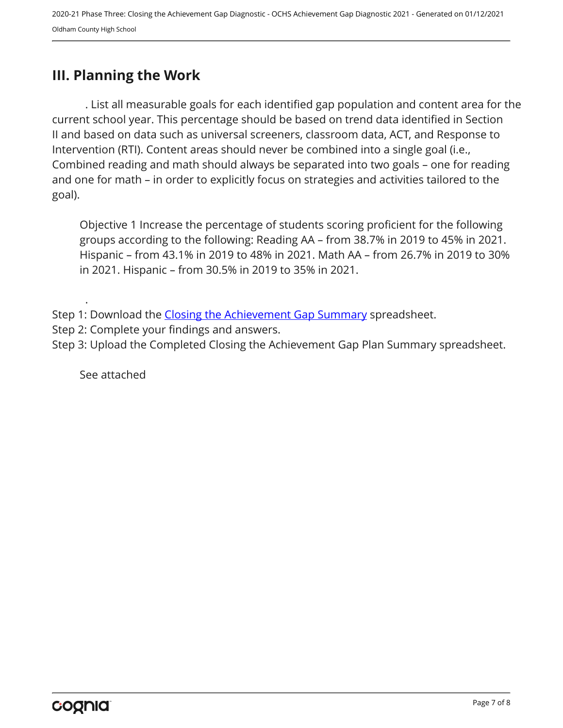## III. Planning the Work

. List all measurable goals for each identified gap population and content area for the current school year. This percentage should be based on trend data identified in Section II and based on data such as universal screeners, classroom data, ACT, and Response to Intervention (RTI). Content areas should never be combined into a single goal (i.e., Combined reading and math should always be separated into two goals – one for reading and one for math – in order to explicitly focus on strategies and activities tailored to the goal).

Objective 1 Increase the percentage of students scoring proficient for the following groups according to the following: Reading AA – from 38.7% in 2019 to 45% in 2021. Hispanic – from 43.1% in 2019 to 48% in 2021. Math AA – from 26.7% in 2019 to 30% in 2021. Hispanic – from 30.5% in 2019 to 35% in 2021.

.

Step 1: Download the [Closing the Achievement Gap Summary] spreadsheet.
Step 2: Complete your findings and answers.
Step 3: Upload the Completed Closing the Achievement Gap Plan Summary spreadsheet.

See attached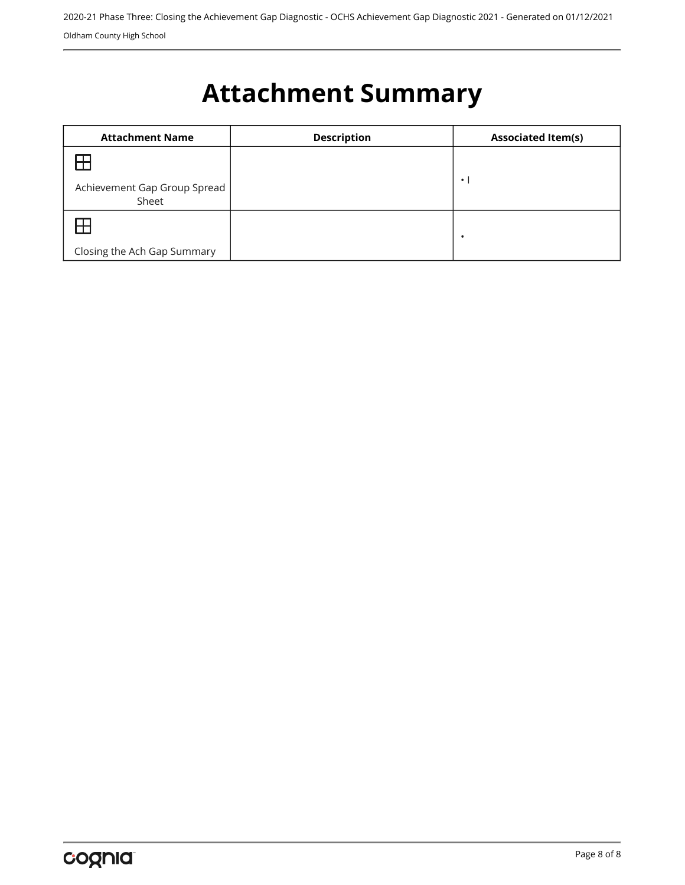# Attachment Summary

| Attachment Name | Description | Associated Item(s) |
| --- | --- | --- |
| Achievement Gap Group Spread Sheet | | • I |
| Closing the Ach Gap Summary | | • |